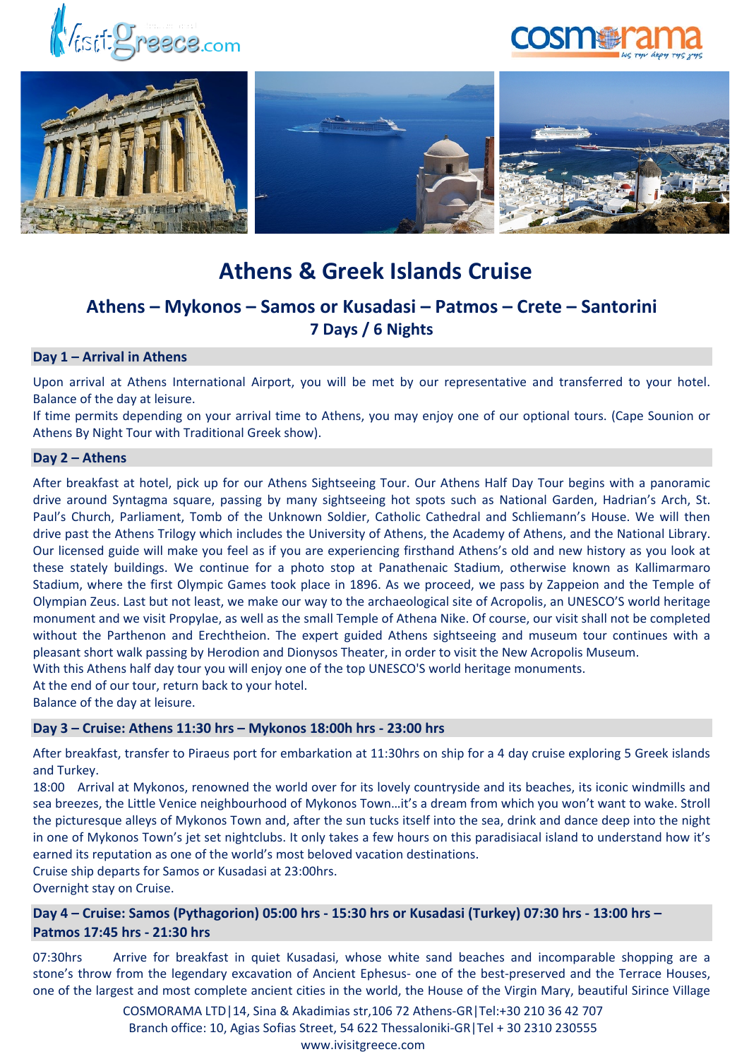# Athens & Greek Islands Cruise

## Athens – Mykonos – Samos or Kusadasi – Patmos – Crete – Santorini

**7 Days / 6 Nights**

### Day 1 – Arrival in Athens

Upon arrival at Athens International Airport, you will be met by our representative and transferred to your hotel. Balance of the day at leisure.
If time permits depending on your arrival time to Athens, you may enjoy one of our optional tours. (Cape Sounion or Athens By Night Tour with Traditional Greek show).

### Day 2 – Athens

After breakfast at hotel, pick up for our Athens Sightseeing Tour. Our Athens Half Day Tour begins with a panoramic drive around Syntagma square, passing by many sightseeing hot spots such as National Garden, Hadrian's Arch, St. Paul's Church, Parliament, Tomb of the Unknown Soldier, Catholic Cathedral and Schliemann's House. We will then drive past the Athens Trilogy which includes the University of Athens, the Academy of Athens, and the National Library. Our licensed guide will make you feel as if you are experiencing firsthand Athens's old and new history as you look at these stately buildings. We continue for a photo stop at Panathenaic Stadium, otherwise known as Kallimarmaro Stadium, where the first Olympic Games took place in 1896. As we proceed, we pass by Zappeion and the Temple of Olympian Zeus. Last but not least, we make our way to the archaeological site of Acropolis, an UNESCO'S world heritage monument and we visit Propylae, as well as the small Temple of Athena Nike. Of course, our visit shall not be completed without the Parthenon and Erechtheion. The expert guided Athens sightseeing and museum tour continues with a pleasant short walk passing by Herodion and Dionysos Theater, in order to visit the New Acropolis Museum.
With this Athens half day tour you will enjoy one of the top UNESCO'S world heritage monuments.
At the end of our tour, return back to your hotel.
Balance of the day at leisure.

### Day 3 – Cruise: Athens 11:30 hrs – Mykonos 18:00h hrs - 23:00 hrs

After breakfast, transfer to Piraeus port for embarkation at 11:30hrs on ship for a 4 day cruise exploring 5 Greek islands and Turkey.
18:00 Arrival at Mykonos, renowned the world over for its lovely countryside and its beaches, its iconic windmills and sea breezes, the Little Venice neighbourhood of Mykonos Town…it's a dream from which you won't want to wake. Stroll the picturesque alleys of Mykonos Town and, after the sun tucks itself into the sea, drink and dance deep into the night in one of Mykonos Town's jet set nightclubs. It only takes a few hours on this paradisiacal island to understand how it's earned its reputation as one of the world's most beloved vacation destinations.
Cruise ship departs for Samos or Kusadasi at 23:00hrs.
Overnight stay on Cruise.

### Day 4 – Cruise: Samos (Pythagorion) 05:00 hrs - 15:30 hrs or Kusadasi (Turkey) 07:30 hrs - 13:00 hrs – Patmos 17:45 hrs - 21:30 hrs

07:30hrs Arrive for breakfast in quiet Kusadasi, whose white sand beaches and incomparable shopping are a stone's throw from the legendary excavation of Ancient Ephesus- one of the best-preserved and the Terrace Houses, one of the largest and most complete ancient cities in the world, the House of the Virgin Mary, beautiful Sirince Village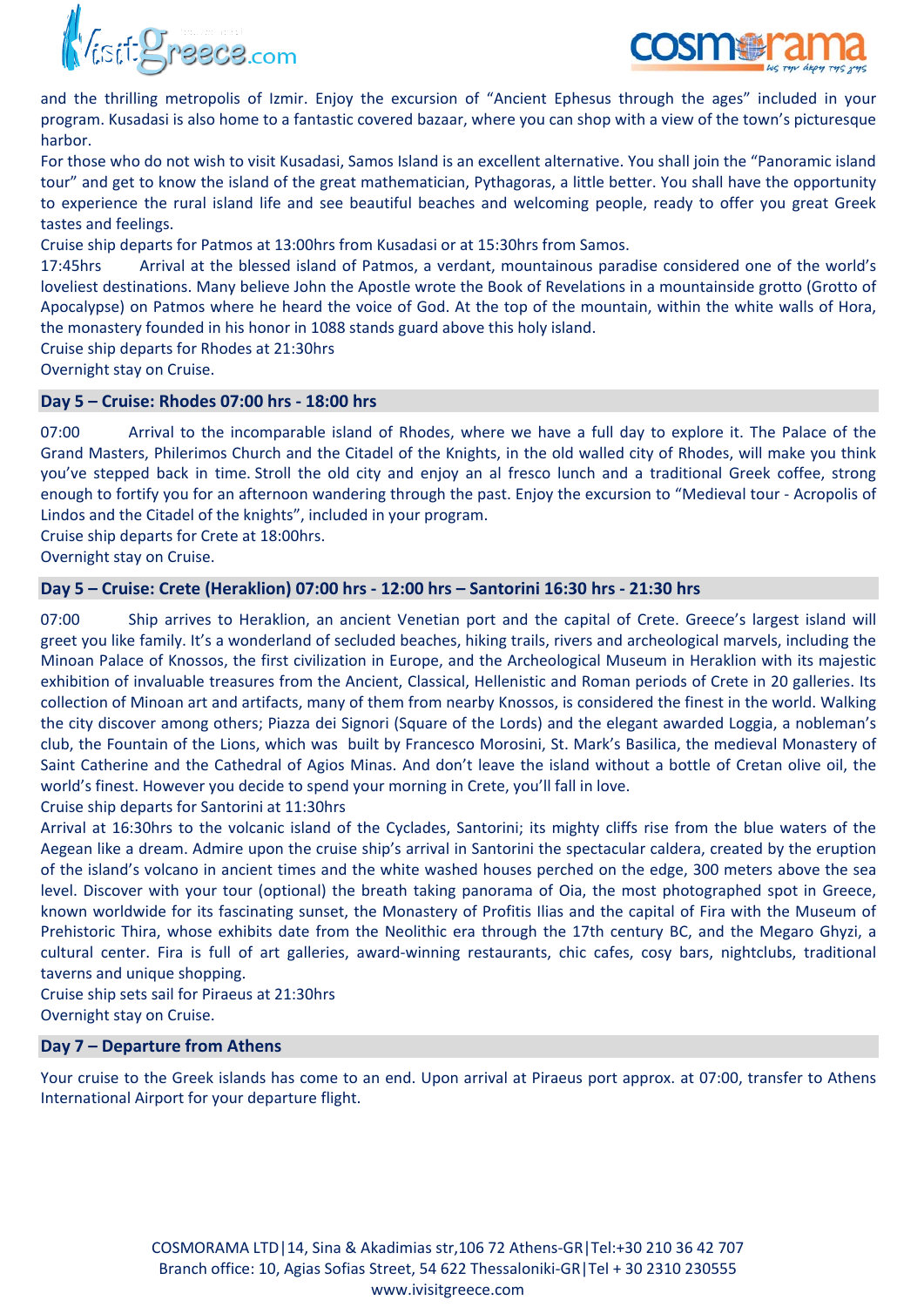and the thrilling metropolis of Izmir. Enjoy the excursion of "Ancient Ephesus through the ages" included in your program. Kusadasi is also home to a fantastic covered bazaar, where you can shop with a view of the town's picturesque harbor.

For those who do not wish to visit Kusadasi, Samos Island is an excellent alternative. You shall join the "Panoramic island tour" and get to know the island of the great mathematician, Pythagoras, a little better. You shall have the opportunity to experience the rural island life and see beautiful beaches and welcoming people, ready to offer you great Greek tastes and feelings.

Cruise ship departs for Patmos at 13:00hrs from Kusadasi or at 15:30hrs from Samos.

17:45hrs Arrival at the blessed island of Patmos, a verdant, mountainous paradise considered one of the world's loveliest destinations. Many believe John the Apostle wrote the Book of Revelations in a mountainside grotto (Grotto of Apocalypse) on Patmos where he heard the voice of God. At the top of the mountain, within the white walls of Hora, the monastery founded in his honor in 1088 stands guard above this holy island.

Cruise ship departs for Rhodes at 21:30hrs

Overnight stay on Cruise.

## Day 5 – Cruise: Rhodes 07:00 hrs - 18:00 hrs

07:00 Arrival to the incomparable island of Rhodes, where we have a full day to explore it. The Palace of the Grand Masters, Philerimos Church and the Citadel of the Knights, in the old walled city of Rhodes, will make you think you've stepped back in time. Stroll the old city and enjoy an al fresco lunch and a traditional Greek coffee, strong enough to fortify you for an afternoon wandering through the past. Enjoy the excursion to "Medieval tour - Acropolis of Lindos and the Citadel of the knights", included in your program.

Cruise ship departs for Crete at 18:00hrs.

Overnight stay on Cruise.

## Day 5 – Cruise: Crete (Heraklion) 07:00 hrs - 12:00 hrs – Santorini 16:30 hrs - 21:30 hrs

07:00 Ship arrives to Heraklion, an ancient Venetian port and the capital of Crete. Greece's largest island will greet you like family. It's a wonderland of secluded beaches, hiking trails, rivers and archeological marvels, including the Minoan Palace of Knossos, the first civilization in Europe, and the Archeological Museum in Heraklion with its majestic exhibition of invaluable treasures from the Ancient, Classical, Hellenistic and Roman periods of Crete in 20 galleries. Its collection of Minoan art and artifacts, many of them from nearby Knossos, is considered the finest in the world. Walking the city discover among others; Piazza dei Signori (Square of the Lords) and the elegant awarded Loggia, a nobleman's club, the Fountain of the Lions, which was built by Francesco Morosini, St. Mark's Basilica, the medieval Monastery of Saint Catherine and the Cathedral of Agios Minas. And don't leave the island without a bottle of Cretan olive oil, the world's finest. However you decide to spend your morning in Crete, you'll fall in love.

Cruise ship departs for Santorini at 11:30hrs

Arrival at 16:30hrs to the volcanic island of the Cyclades, Santorini; its mighty cliffs rise from the blue waters of the Aegean like a dream. Admire upon the cruise ship's arrival in Santorini the spectacular caldera, created by the eruption of the island's volcano in ancient times and the white washed houses perched on the edge, 300 meters above the sea level. Discover with your tour (optional) the breath taking panorama of Oia, the most photographed spot in Greece, known worldwide for its fascinating sunset, the Monastery of Profitis Ilias and the capital of Fira with the Museum of Prehistoric Thira, whose exhibits date from the Neolithic era through the 17th century BC, and the Megaro Ghyzi, a cultural center. Fira is full of art galleries, award-winning restaurants, chic cafes, cosy bars, nightclubs, traditional taverns and unique shopping.

Cruise ship sets sail for Piraeus at 21:30hrs

Overnight stay on Cruise.

## Day 7 – Departure from Athens

Your cruise to the Greek islands has come to an end. Upon arrival at Piraeus port approx. at 07:00, transfer to Athens International Airport for your departure flight.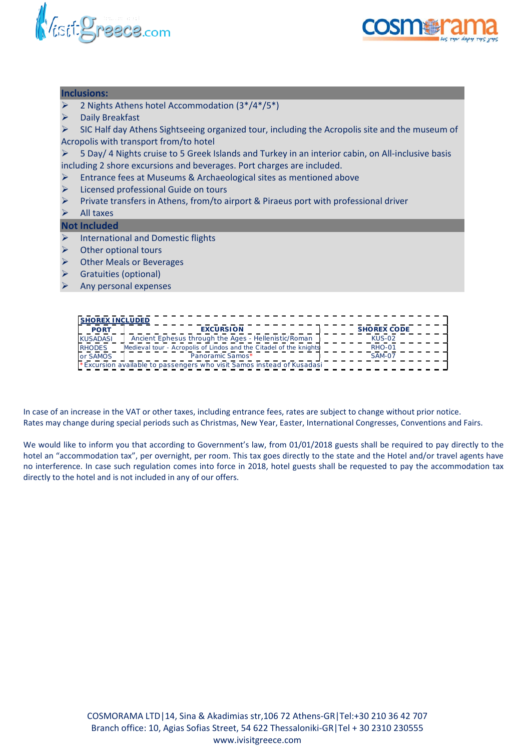## Inclusions:

- 2 Nights Athens hotel Accommodation (3*/4*/5*)
- Daily Breakfast
- SIC Half day Athens Sightseeing organized tour, including the Acropolis site and the museum of Acropolis with transport from/to hotel
- 5 Day/ 4 Nights cruise to 5 Greek Islands and Turkey in an interior cabin, on All-inclusive basis including 2 shore excursions and beverages. Port charges are included.
- Entrance fees at Museums & Archaeological sites as mentioned above
- Licensed professional Guide on tours
- Private transfers in Athens, from/to airport & Piraeus port with professional driver
- All taxes

## Not Included

- International and Domestic flights
- Other optional tours
- Other Meals or Beverages
- Gratuities (optional)
- Any personal expenses

**SHOREX INCLUDED**

| PORT | EXCURSION | SHOREX CODE |
|---|---|---|
| KUSADASI | Ancient Ephesus through the Ages - Hellenistic/Roman | KUS-02 |
| RHODES | Medieval tour - Acropolis of Lindos and the Citadel of the knights | RHO-01 |
| or SAMOS | Panoramic Samos* | SAM-07 |

*Excursion available to passengers who visit Samos instead of Kusadasi

In case of an increase in the VAT or other taxes, including entrance fees, rates are subject to change without prior notice.
Rates may change during special periods such as Christmas, New Year, Easter, International Congresses, Conventions and Fairs.

We would like to inform you that according to Government's law, from 01/01/2018 guests shall be required to pay directly to the hotel an "accommodation tax", per overnight, per room. This tax goes directly to the state and the Hotel and/or travel agents have no interference. In case such regulation comes into force in 2018, hotel guests shall be requested to pay the accommodation tax directly to the hotel and is not included in any of our offers.

COSMORAMA LTD|14, Sina & Akadimias str,106 72 Athens-GR|Tel:+30 210 36 42 707
Branch office: 10, Agias Sofias Street, 54 622 Thessaloniki-GR|Tel + 30 2310 230555
www.ivisitgreece.com